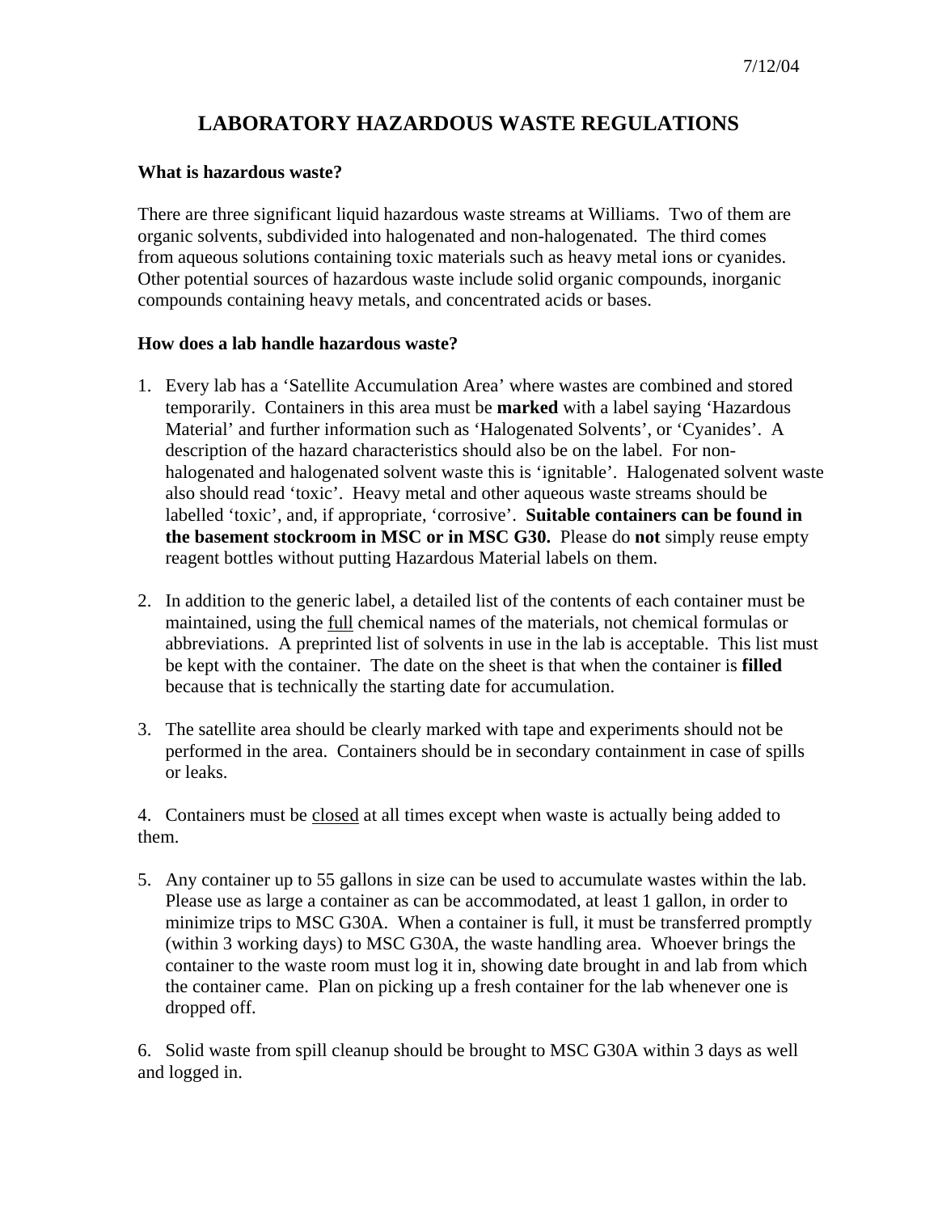7/12/04

# LABORATORY HAZARDOUS WASTE REGULATIONS

### What is hazardous waste?

There are three significant liquid hazardous waste streams at Williams. Two of them are organic solvents, subdivided into halogenated and non-halogenated. The third comes from aqueous solutions containing toxic materials such as heavy metal ions or cyanides. Other potential sources of hazardous waste include solid organic compounds, inorganic compounds containing heavy metals, and concentrated acids or bases.

### How does a lab handle hazardous waste?

1. Every lab has a 'Satellite Accumulation Area' where wastes are combined and stored temporarily. Containers in this area must be **marked** with a label saying 'Hazardous Material' and further information such as 'Halogenated Solvents', or 'Cyanides'. A description of the hazard characteristics should also be on the label. For non-halogenated and halogenated solvent waste this is 'ignitable'. Halogenated solvent waste also should read 'toxic'. Heavy metal and other aqueous waste streams should be labelled 'toxic', and, if appropriate, 'corrosive'. **Suitable containers can be found in the basement stockroom in MSC or in MSC G30.** Please do **not** simply reuse empty reagent bottles without putting Hazardous Material labels on them.

2. In addition to the generic label, a detailed list of the contents of each container must be maintained, using the <u>full</u> chemical names of the materials, not chemical formulas or abbreviations. A preprinted list of solvents in use in the lab is acceptable. This list must be kept with the container. The date on the sheet is that when the container is **filled** because that is technically the starting date for accumulation.

3. The satellite area should be clearly marked with tape and experiments should not be performed in the area. Containers should be in secondary containment in case of spills or leaks.

4. Containers must be <u>closed</u> at all times except when waste is actually being added to them.

5. Any container up to 55 gallons in size can be used to accumulate wastes within the lab. Please use as large a container as can be accommodated, at least 1 gallon, in order to minimize trips to MSC G30A. When a container is full, it must be transferred promptly (within 3 working days) to MSC G30A, the waste handling area. Whoever brings the container to the waste room must log it in, showing date brought in and lab from which the container came. Plan on picking up a fresh container for the lab whenever one is dropped off.

6. Solid waste from spill cleanup should be brought to MSC G30A within 3 days as well and logged in.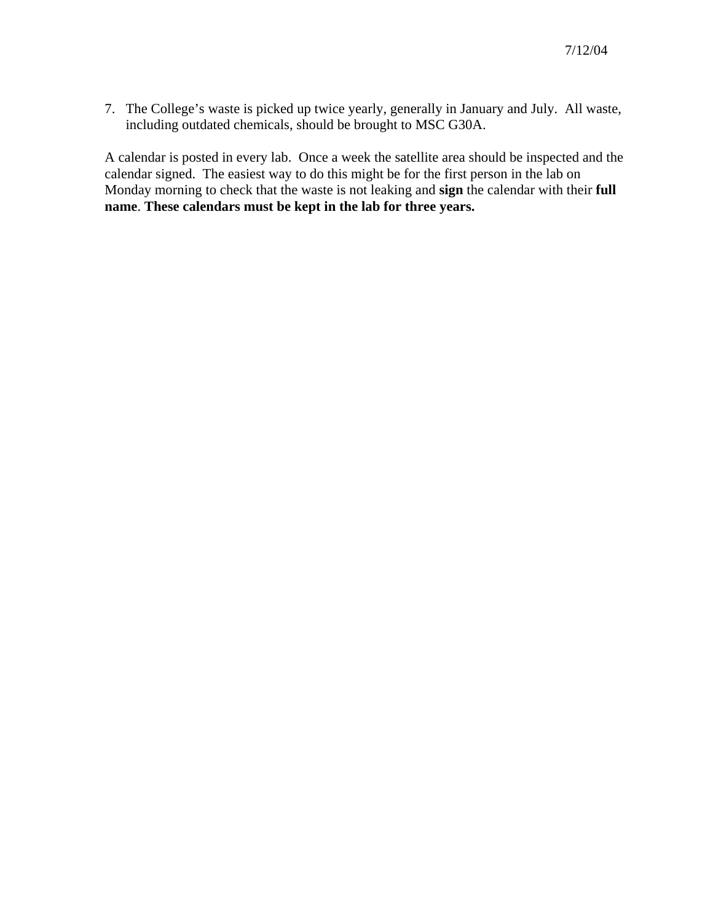7. The College's waste is picked up twice yearly, generally in January and July. All waste, including outdated chemicals, should be brought to MSC G30A.

A calendar is posted in every lab. Once a week the satellite area should be inspected and the calendar signed. The easiest way to do this might be for the first person in the lab on Monday morning to check that the waste is not leaking and **sign** the calendar with their **full name**. **These calendars must be kept in the lab for three years.**